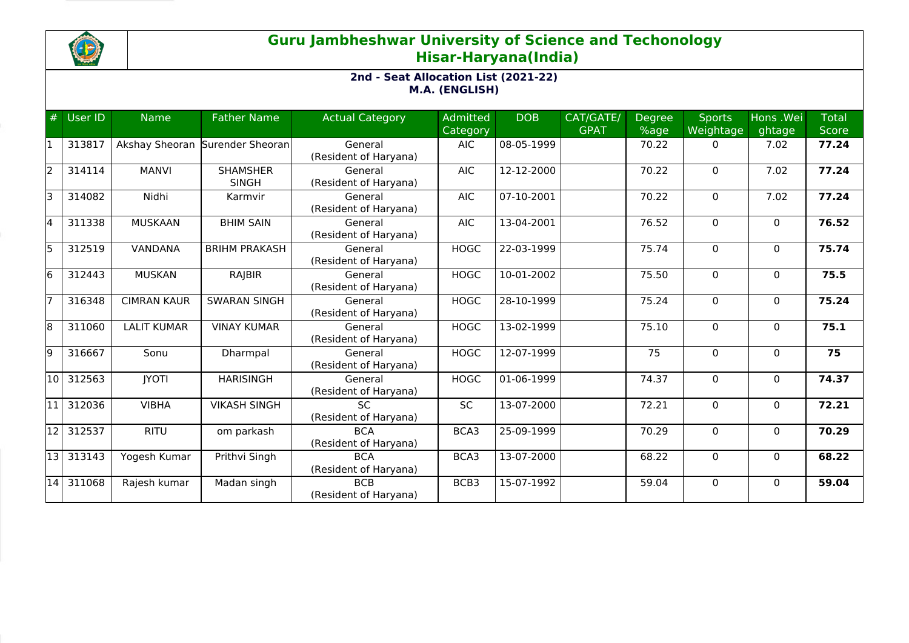# Guru Jambheshwar University of Science and Techonology
## Hisar-Haryana(India)

### 2nd - Seat Allocation List (2021-22)
### M.A. (ENGLISH)

| # | User ID | Name | Father Name | Actual Category | Admitted Category | DOB | CAT/GATE/ GPAT | Degree %age | Sports Weightage | Hons .Weightage | Total Score |
|---|---|---|---|---|---|---|---|---|---|---|---|
| 1 | 313817 | Akshay Sheoran | Surender Sheoran | General (Resident of Haryana) | AIC | 08-05-1999 | | 70.22 | 0 | 7.02 | **77.24** |
| 2 | 314114 | MANVI | SHAMSHER SINGH | General (Resident of Haryana) | AIC | 12-12-2000 | | 70.22 | 0 | 7.02 | **77.24** |
| 3 | 314082 | Nidhi | Karmvir | General (Resident of Haryana) | AIC | 07-10-2001 | | 70.22 | 0 | 7.02 | **77.24** |
| 4 | 311338 | MUSKAAN | BHIM SAIN | General (Resident of Haryana) | AIC | 13-04-2001 | | 76.52 | 0 | 0 | **76.52** |
| 5 | 312519 | VANDANA | BRIHM PRAKASH | General (Resident of Haryana) | HOGC | 22-03-1999 | | 75.74 | 0 | 0 | **75.74** |
| 6 | 312443 | MUSKAN | RAJBIR | General (Resident of Haryana) | HOGC | 10-01-2002 | | 75.50 | 0 | 0 | **75.5** |
| 7 | 316348 | CIMRAN KAUR | SWARAN SINGH | General (Resident of Haryana) | HOGC | 28-10-1999 | | 75.24 | 0 | 0 | **75.24** |
| 8 | 311060 | LALIT KUMAR | VINAY KUMAR | General (Resident of Haryana) | HOGC | 13-02-1999 | | 75.10 | 0 | 0 | **75.1** |
| 9 | 316667 | Sonu | Dharmpal | General (Resident of Haryana) | HOGC | 12-07-1999 | | 75 | 0 | 0 | **75** |
| 10 | 312563 | JYOTI | HARISINGH | General (Resident of Haryana) | HOGC | 01-06-1999 | | 74.37 | 0 | 0 | **74.37** |
| 11 | 312036 | VIBHA | VIKASH SINGH | SC (Resident of Haryana) | SC | 13-07-2000 | | 72.21 | 0 | 0 | **72.21** |
| 12 | 312537 | RITU | om parkash | BCA (Resident of Haryana) | BCA3 | 25-09-1999 | | 70.29 | 0 | 0 | **70.29** |
| 13 | 313143 | Yogesh Kumar | Prithvi Singh | BCA (Resident of Haryana) | BCA3 | 13-07-2000 | | 68.22 | 0 | 0 | **68.22** |
| 14 | 311068 | Rajesh kumar | Madan singh | BCB (Resident of Haryana) | BCB3 | 15-07-1992 | | 59.04 | 0 | 0 | **59.04** |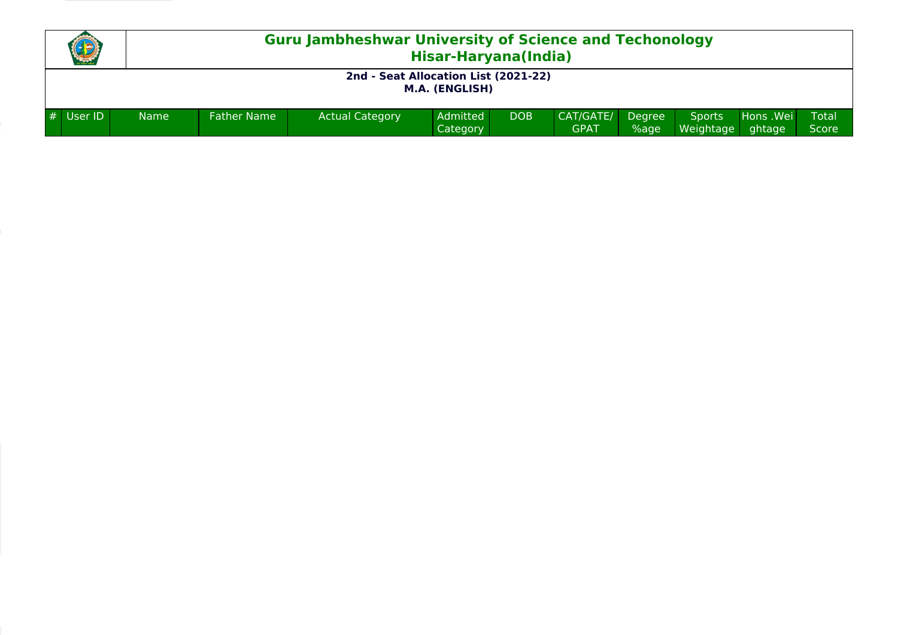# Guru Jambheshwar University of Science and Techonology
## Hisar-Haryana(India)

### 2nd - Seat Allocation List (2021-22)
### M.A. (ENGLISH)

| # | User ID | Name | Father Name | Actual Category | Admitted Category | DOB | CAT/GATE/ GPAT | Degree %age | Sports Weightage | Hons .Weightage | Total Score |
|---|---|---|---|---|---|---|---|---|---|---|---|